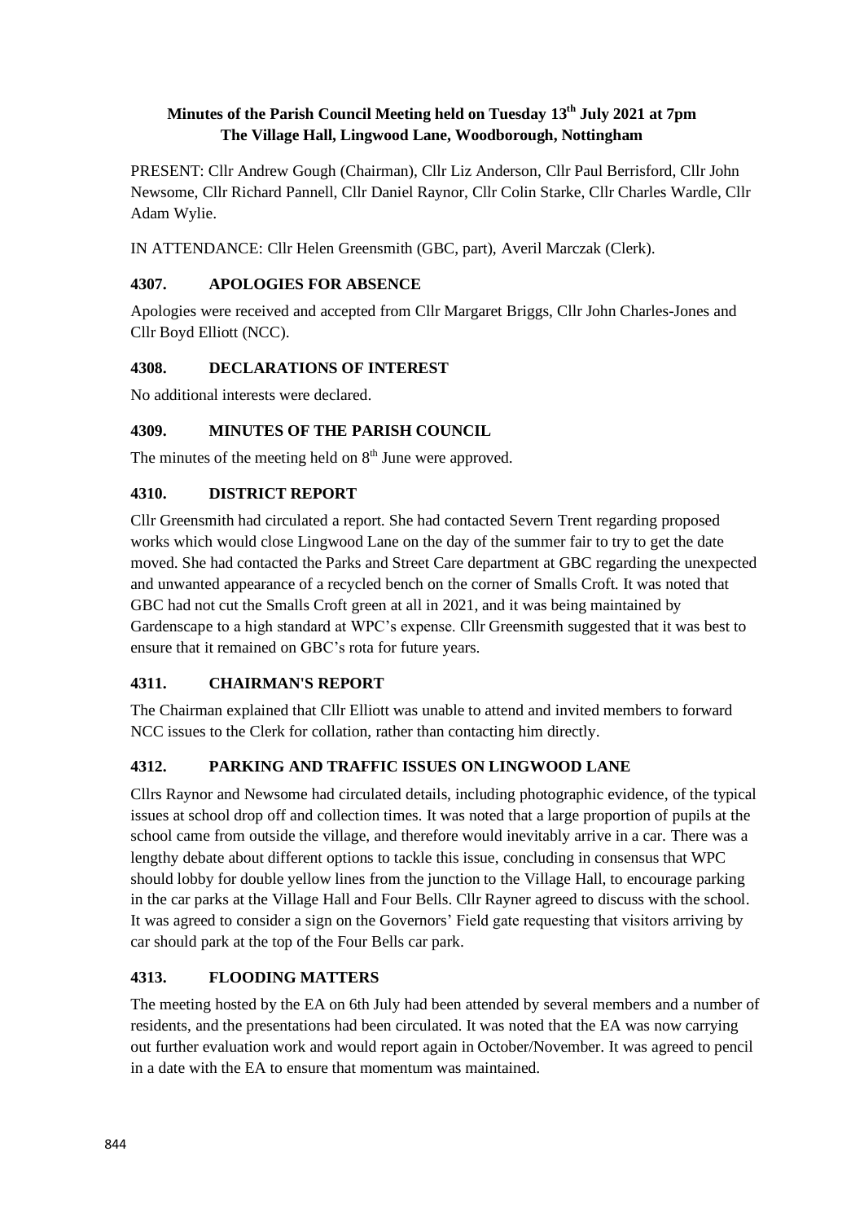**Minutes of the Parish Council Meeting held on Tuesday 13th July 2021 at 7pm**
**The Village Hall, Lingwood Lane, Woodborough, Nottingham**

PRESENT: Cllr Andrew Gough (Chairman), Cllr Liz Anderson, Cllr Paul Berrisford, Cllr John Newsome, Cllr Richard Pannell, Cllr Daniel Raynor, Cllr Colin Starke, Cllr Charles Wardle, Cllr Adam Wylie.

IN ATTENDANCE: Cllr Helen Greensmith (GBC, part), Averil Marczak (Clerk).

### 4307. APOLOGIES FOR ABSENCE

Apologies were received and accepted from Cllr Margaret Briggs, Cllr John Charles-Jones and Cllr Boyd Elliott (NCC).

### 4308. DECLARATIONS OF INTEREST

No additional interests were declared.

### 4309. MINUTES OF THE PARISH COUNCIL

The minutes of the meeting held on 8th June were approved.

### 4310. DISTRICT REPORT

Cllr Greensmith had circulated a report. She had contacted Severn Trent regarding proposed works which would close Lingwood Lane on the day of the summer fair to try to get the date moved. She had contacted the Parks and Street Care department at GBC regarding the unexpected and unwanted appearance of a recycled bench on the corner of Smalls Croft. It was noted that GBC had not cut the Smalls Croft green at all in 2021, and it was being maintained by Gardenscape to a high standard at WPC's expense. Cllr Greensmith suggested that it was best to ensure that it remained on GBC's rota for future years.

### 4311. CHAIRMAN'S REPORT

The Chairman explained that Cllr Elliott was unable to attend and invited members to forward NCC issues to the Clerk for collation, rather than contacting him directly.

### 4312. PARKING AND TRAFFIC ISSUES ON LINGWOOD LANE

Cllrs Raynor and Newsome had circulated details, including photographic evidence, of the typical issues at school drop off and collection times. It was noted that a large proportion of pupils at the school came from outside the village, and therefore would inevitably arrive in a car. There was a lengthy debate about different options to tackle this issue, concluding in consensus that WPC should lobby for double yellow lines from the junction to the Village Hall, to encourage parking in the car parks at the Village Hall and Four Bells. Cllr Rayner agreed to discuss with the school. It was agreed to consider a sign on the Governors' Field gate requesting that visitors arriving by car should park at the top of the Four Bells car park.

### 4313. FLOODING MATTERS

The meeting hosted by the EA on 6th July had been attended by several members and a number of residents, and the presentations had been circulated. It was noted that the EA was now carrying out further evaluation work and would report again in October/November. It was agreed to pencil in a date with the EA to ensure that momentum was maintained.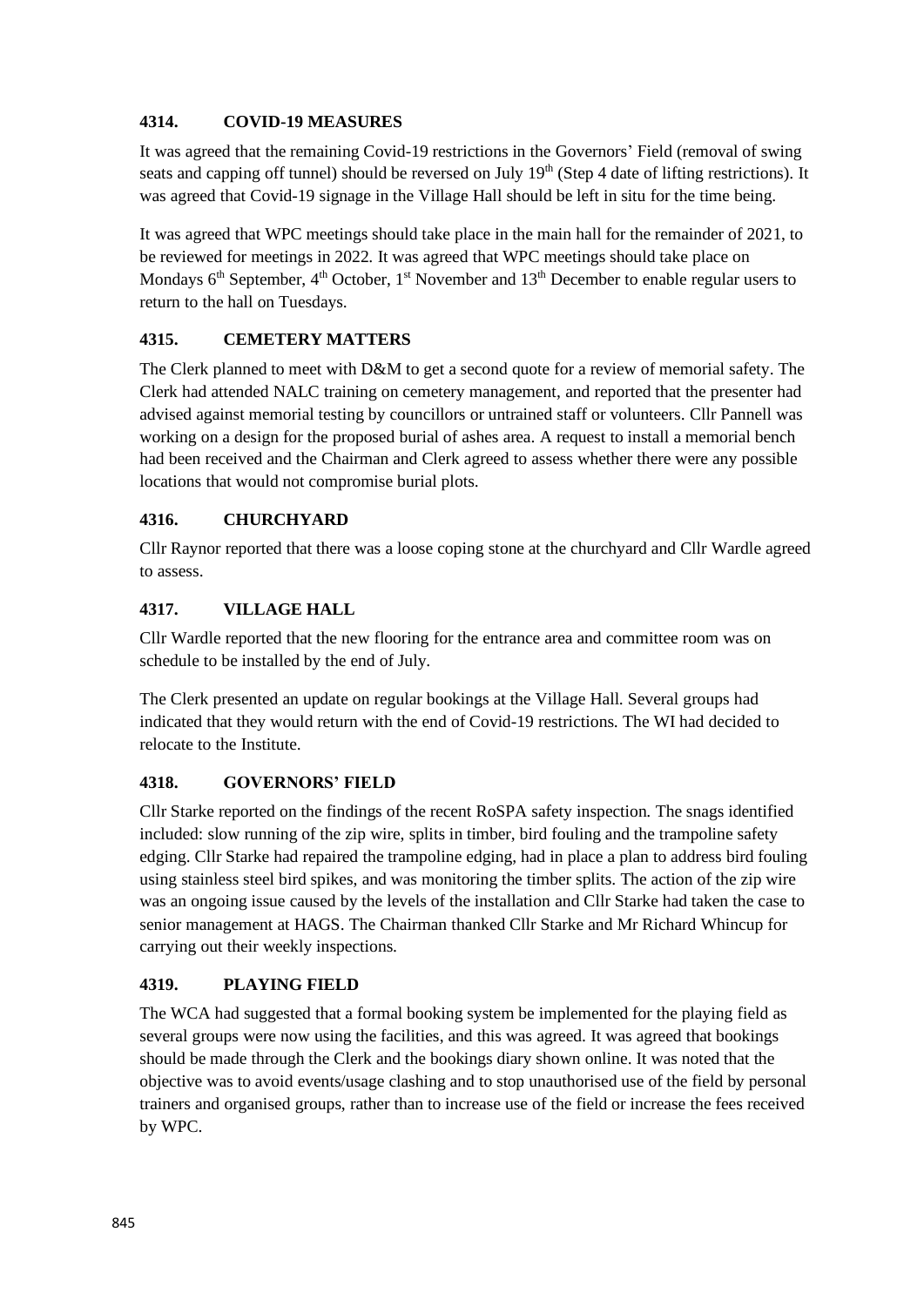## 4314. COVID-19 MEASURES

It was agreed that the remaining Covid-19 restrictions in the Governors' Field (removal of swing seats and capping off tunnel) should be reversed on July 19th (Step 4 date of lifting restrictions). It was agreed that Covid-19 signage in the Village Hall should be left in situ for the time being.

It was agreed that WPC meetings should take place in the main hall for the remainder of 2021, to be reviewed for meetings in 2022. It was agreed that WPC meetings should take place on Mondays 6th September, 4th October, 1st November and 13th December to enable regular users to return to the hall on Tuesdays.

## 4315. CEMETERY MATTERS

The Clerk planned to meet with D&M to get a second quote for a review of memorial safety. The Clerk had attended NALC training on cemetery management, and reported that the presenter had advised against memorial testing by councillors or untrained staff or volunteers. Cllr Pannell was working on a design for the proposed burial of ashes area. A request to install a memorial bench had been received and the Chairman and Clerk agreed to assess whether there were any possible locations that would not compromise burial plots.

## 4316. CHURCHYARD

Cllr Raynor reported that there was a loose coping stone at the churchyard and Cllr Wardle agreed to assess.

## 4317. VILLAGE HALL

Cllr Wardle reported that the new flooring for the entrance area and committee room was on schedule to be installed by the end of July.

The Clerk presented an update on regular bookings at the Village Hall. Several groups had indicated that they would return with the end of Covid-19 restrictions. The WI had decided to relocate to the Institute.

## 4318. GOVERNORS' FIELD

Cllr Starke reported on the findings of the recent RoSPA safety inspection. The snags identified included: slow running of the zip wire, splits in timber, bird fouling and the trampoline safety edging. Cllr Starke had repaired the trampoline edging, had in place a plan to address bird fouling using stainless steel bird spikes, and was monitoring the timber splits. The action of the zip wire was an ongoing issue caused by the levels of the installation and Cllr Starke had taken the case to senior management at HAGS. The Chairman thanked Cllr Starke and Mr Richard Whincup for carrying out their weekly inspections.

## 4319. PLAYING FIELD

The WCA had suggested that a formal booking system be implemented for the playing field as several groups were now using the facilities, and this was agreed. It was agreed that bookings should be made through the Clerk and the bookings diary shown online. It was noted that the objective was to avoid events/usage clashing and to stop unauthorised use of the field by personal trainers and organised groups, rather than to increase use of the field or increase the fees received by WPC.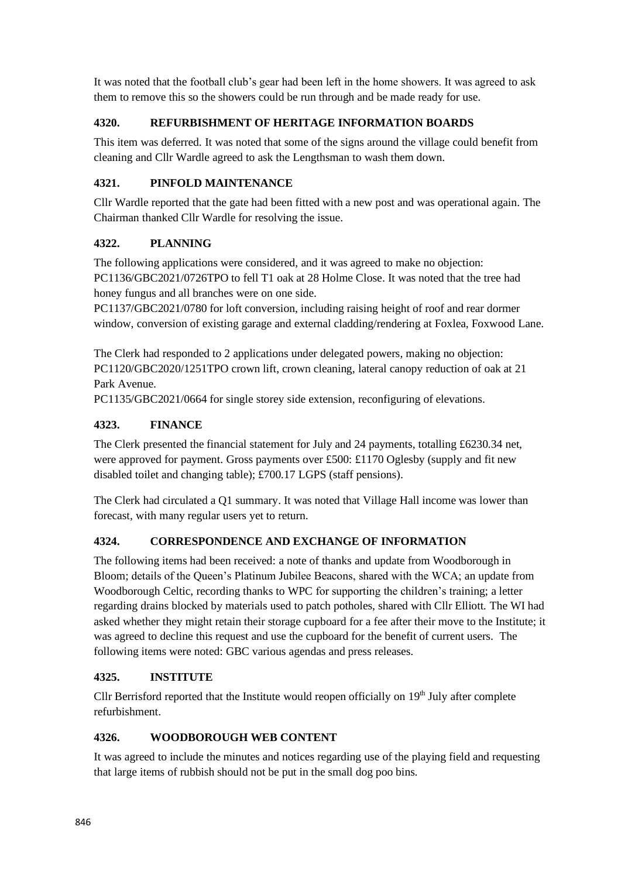It was noted that the football club's gear had been left in the home showers. It was agreed to ask them to remove this so the showers could be run through and be made ready for use.

### 4320. REFURBISHMENT OF HERITAGE INFORMATION BOARDS

This item was deferred. It was noted that some of the signs around the village could benefit from cleaning and Cllr Wardle agreed to ask the Lengthsman to wash them down.

### 4321. PINFOLD MAINTENANCE

Cllr Wardle reported that the gate had been fitted with a new post and was operational again. The Chairman thanked Cllr Wardle for resolving the issue.

### 4322. PLANNING

The following applications were considered, and it was agreed to make no objection:
PC1136/GBC2021/0726TPO to fell T1 oak at 28 Holme Close. It was noted that the tree had honey fungus and all branches were on one side.
PC1137/GBC2021/0780 for loft conversion, including raising height of roof and rear dormer window, conversion of existing garage and external cladding/rendering at Foxlea, Foxwood Lane.

The Clerk had responded to 2 applications under delegated powers, making no objection:
PC1120/GBC2020/1251TPO crown lift, crown cleaning, lateral canopy reduction of oak at 21 Park Avenue.
PC1135/GBC2021/0664 for single storey side extension, reconfiguring of elevations.

### 4323. FINANCE

The Clerk presented the financial statement for July and 24 payments, totalling £6230.34 net, were approved for payment. Gross payments over £500: £1170 Oglesby (supply and fit new disabled toilet and changing table); £700.17 LGPS (staff pensions).

The Clerk had circulated a Q1 summary. It was noted that Village Hall income was lower than forecast, with many regular users yet to return.

### 4324. CORRESPONDENCE AND EXCHANGE OF INFORMATION

The following items had been received: a note of thanks and update from Woodborough in Bloom; details of the Queen's Platinum Jubilee Beacons, shared with the WCA; an update from Woodborough Celtic, recording thanks to WPC for supporting the children's training; a letter regarding drains blocked by materials used to patch potholes, shared with Cllr Elliott. The WI had asked whether they might retain their storage cupboard for a fee after their move to the Institute; it was agreed to decline this request and use the cupboard for the benefit of current users. The following items were noted: GBC various agendas and press releases.

### 4325. INSTITUTE

Cllr Berrisford reported that the Institute would reopen officially on 19th July after complete refurbishment.

### 4326. WOODBOROUGH WEB CONTENT

It was agreed to include the minutes and notices regarding use of the playing field and requesting that large items of rubbish should not be put in the small dog poo bins.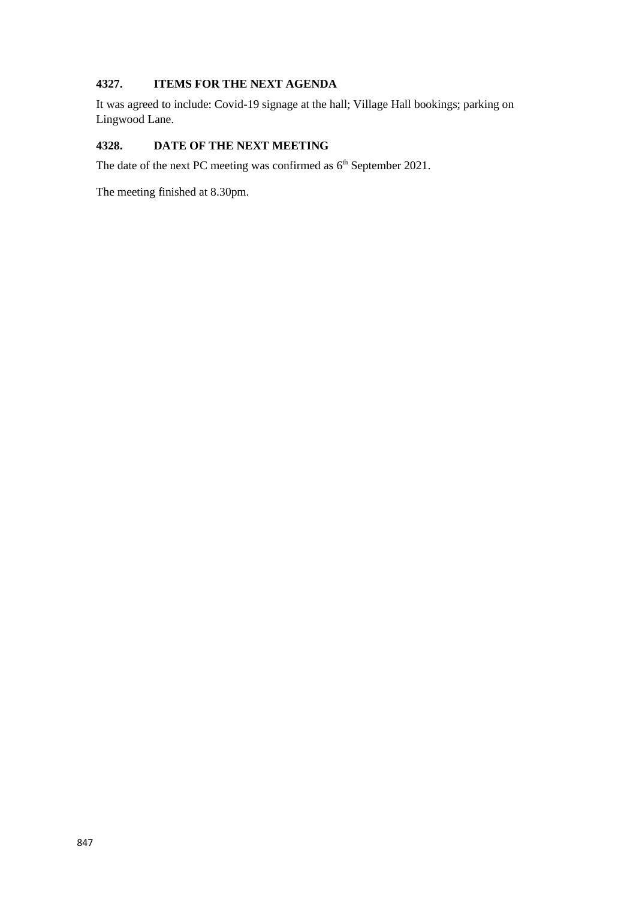### 4327. ITEMS FOR THE NEXT AGENDA

It was agreed to include: Covid-19 signage at the hall; Village Hall bookings; parking on Lingwood Lane.

### 4328. DATE OF THE NEXT MEETING

The date of the next PC meeting was confirmed as 6th September 2021.

The meeting finished at 8.30pm.